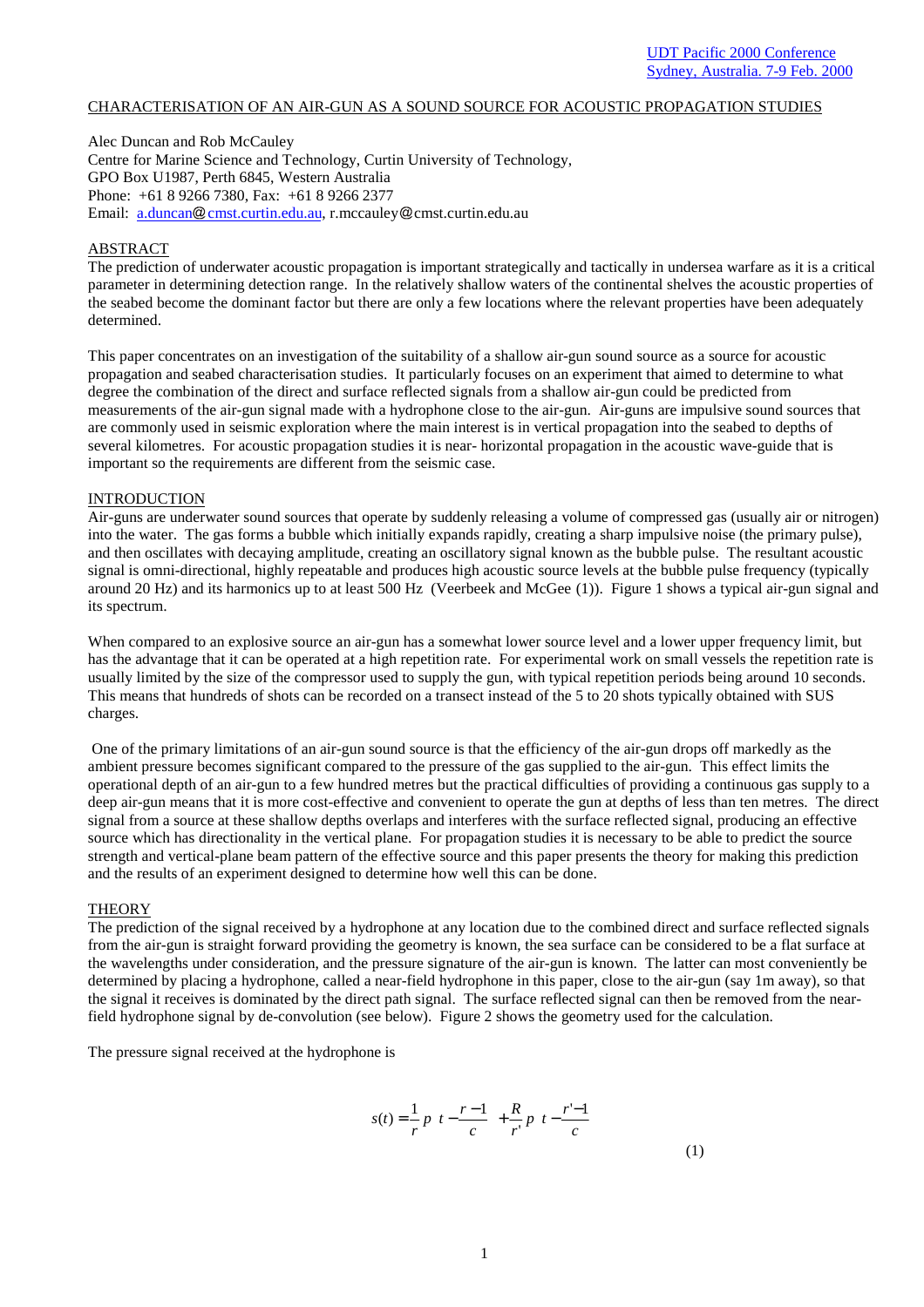CHARACTERISATION OF AN AIR-GUN AS A SOUND SOURCE FOR ACOUSTIC PROPAGATION STUDIES

Alec Duncan and Rob McCauley
Centre for Marine Science and Technology, Curtin University of Technology,
GPO Box U1987, Perth 6845, Western Australia
Phone: +61 8 9266 7380, Fax: +61 8 9266 2377
Email: a.duncan@cmst.curtin.edu.au, r.mccauley@cmst.curtin.edu.au

## ABSTRACT

The prediction of underwater acoustic propagation is important strategically and tactically in undersea warfare as it is a critical parameter in determining detection range. In the relatively shallow waters of the continental shelves the acoustic properties of the seabed become the dominant factor but there are only a few locations where the relevant properties have been adequately determined.

This paper concentrates on an investigation of the suitability of a shallow air-gun sound source as a source for acoustic propagation and seabed characterisation studies. It particularly focuses on an experiment that aimed to determine to what degree the combination of the direct and surface reflected signals from a shallow air-gun could be predicted from measurements of the air-gun signal made with a hydrophone close to the air-gun. Air-guns are impulsive sound sources that are commonly used in seismic exploration where the main interest is in vertical propagation into the seabed to depths of several kilometres. For acoustic propagation studies it is near- horizontal propagation in the acoustic wave-guide that is important so the requirements are different from the seismic case.

## INTRODUCTION

Air-guns are underwater sound sources that operate by suddenly releasing a volume of compressed gas (usually air or nitrogen) into the water. The gas forms a bubble which initially expands rapidly, creating a sharp impulsive noise (the primary pulse), and then oscillates with decaying amplitude, creating an oscillatory signal known as the bubble pulse. The resultant acoustic signal is omni-directional, highly repeatable and produces high acoustic source levels at the bubble pulse frequency (typically around 20 Hz) and its harmonics up to at least 500 Hz (Veerbeek and McGee (1)). Figure 1 shows a typical air-gun signal and its spectrum.

When compared to an explosive source an air-gun has a somewhat lower source level and a lower upper frequency limit, but has the advantage that it can be operated at a high repetition rate. For experimental work on small vessels the repetition rate is usually limited by the size of the compressor used to supply the gun, with typical repetition periods being around 10 seconds. This means that hundreds of shots can be recorded on a transect instead of the 5 to 20 shots typically obtained with SUS charges.

One of the primary limitations of an air-gun sound source is that the efficiency of the air-gun drops off markedly as the ambient pressure becomes significant compared to the pressure of the gas supplied to the air-gun. This effect limits the operational depth of an air-gun to a few hundred metres but the practical difficulties of providing a continuous gas supply to a deep air-gun means that it is more cost-effective and convenient to operate the gun at depths of less than ten metres. The direct signal from a source at these shallow depths overlaps and interferes with the surface reflected signal, producing an effective source which has directionality in the vertical plane. For propagation studies it is necessary to be able to predict the source strength and vertical-plane beam pattern of the effective source and this paper presents the theory for making this prediction and the results of an experiment designed to determine how well this can be done.

## THEORY

The prediction of the signal received by a hydrophone at any location due to the combined direct and surface reflected signals from the air-gun is straight forward providing the geometry is known, the sea surface can be considered to be a flat surface at the wavelengths under consideration, and the pressure signature of the air-gun is known. The latter can most conveniently be determined by placing a hydrophone, called a near-field hydrophone in this paper, close to the air-gun (say 1m away), so that the signal it receives is dominated by the direct path signal. The surface reflected signal can then be removed from the near-field hydrophone signal by de-convolution (see below). Figure 2 shows the geometry used for the calculation.

The pressure signal received at the hydrophone is

$$s(t) = \frac{1}{r} p\left(t - \frac{r-1}{c}\right) + \frac{R}{r'} p\left(t - \frac{r'-1}{c}\right) \qquad (1)$$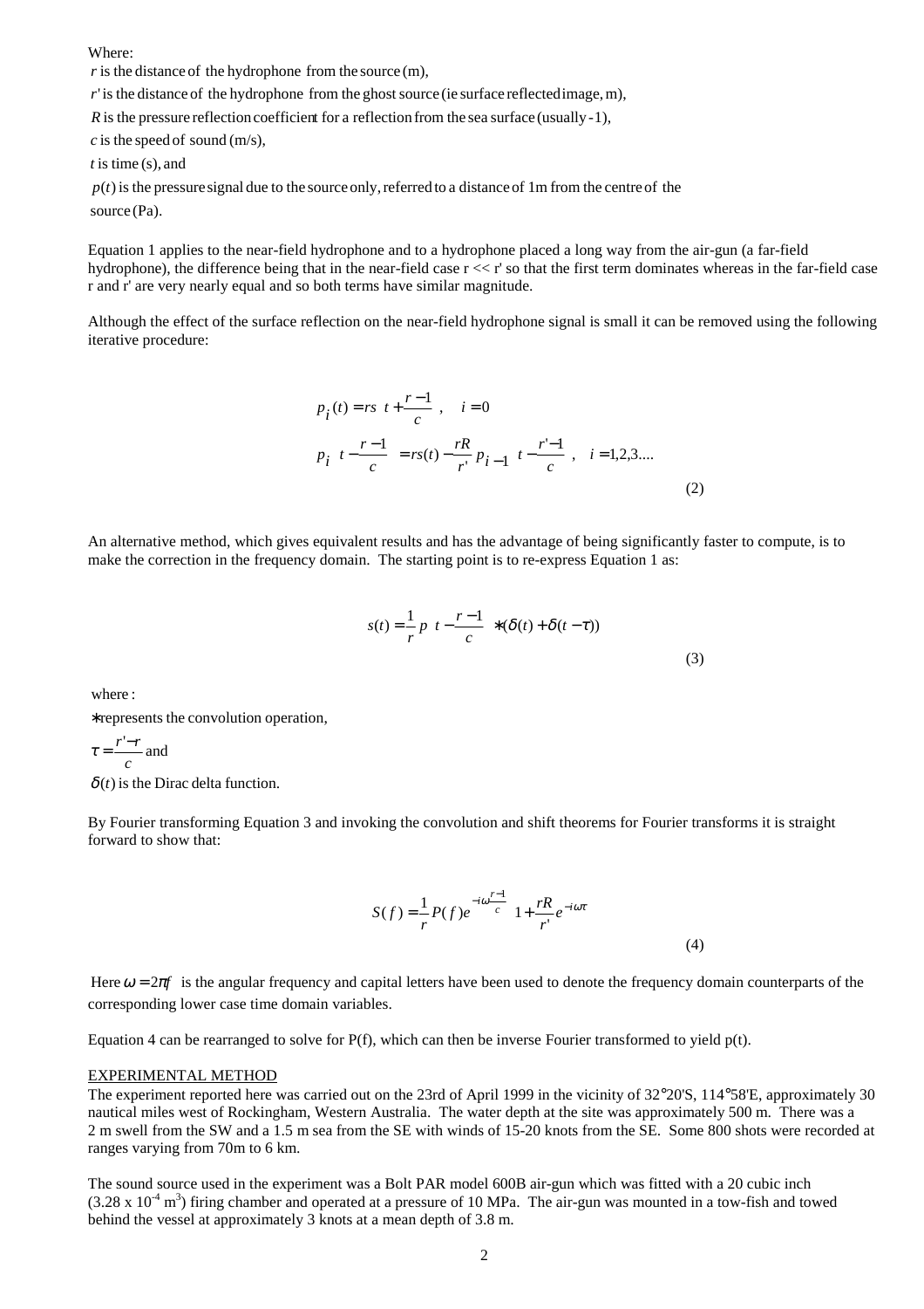Where:

$r$ is the distance of the hydrophone from the source (m),

$r'$ is the distance of the hydrophone from the ghost source (ie surface reflected image, m),

$R$ is the pressure reflection coefficient for a reflection from the sea surface (usually -1),

$c$ is the speed of sound (m/s),

$t$ is time (s), and

$p(t)$ is the pressure signal due to the source only, referred to a distance of 1m from the centre of the source (Pa).

Equation 1 applies to the near-field hydrophone and to a hydrophone placed a long way from the air-gun (a far-field hydrophone), the difference being that in the near-field case r << r' so that the first term dominates whereas in the far-field case r and r' are very nearly equal and so both terms have similar magnitude.

Although the effect of the surface reflection on the near-field hydrophone signal is small it can be removed using the following iterative procedure:

$$
\begin{aligned}
p_i(t) &= rs\left(t + \frac{r-1}{c}\right), \quad i = 0 \\
p_i\left(t - \frac{r-1}{c}\right) &= rs(t) - \frac{rR}{r'} p_{i-1}\left(t - \frac{r'-1}{c}\right), \quad i = 1,2,3....
\end{aligned}
\tag{2}
$$

An alternative method, which gives equivalent results and has the advantage of being significantly faster to compute, is to make the correction in the frequency domain. The starting point is to re-express Equation 1 as:

$$
s(t) = \frac{1}{r} p\left(t - \frac{r-1}{c}\right) * (\delta(t) + \delta(t - \tau))
\tag{3}
$$

where :

$*$ represents the convolution operation,

$\tau = \frac{r' - r}{c}$ and

$\delta(t)$ is the Dirac delta function.

By Fourier transforming Equation 3 and invoking the convolution and shift theorems for Fourier transforms it is straight forward to show that:

$$
S(f) = \frac{1}{r} P(f) e^{-i\omega\frac{r-1}{c}} \left(1 + \frac{rR}{r'} e^{-i\omega\tau}\right)
\tag{4}
$$

Here $\omega = 2\pi f$ is the angular frequency and capital letters have been used to denote the frequency domain counterparts of the corresponding lower case time domain variables.

Equation 4 can be rearranged to solve for P(f), which can then be inverse Fourier transformed to yield p(t).

## EXPERIMENTAL METHOD

The experiment reported here was carried out on the 23rd of April 1999 in the vicinity of 32°20'S, 114°58'E, approximately 30 nautical miles west of Rockingham, Western Australia. The water depth at the site was approximately 500 m. There was a 2 m swell from the SW and a 1.5 m sea from the SE with winds of 15-20 knots from the SE. Some 800 shots were recorded at ranges varying from 70m to 6 km.

The sound source used in the experiment was a Bolt PAR model 600B air-gun which was fitted with a 20 cubic inch ($3.28 \times 10^{-4}$ m$^3$) firing chamber and operated at a pressure of 10 MPa. The air-gun was mounted in a tow-fish and towed behind the vessel at approximately 3 knots at a mean depth of 3.8 m.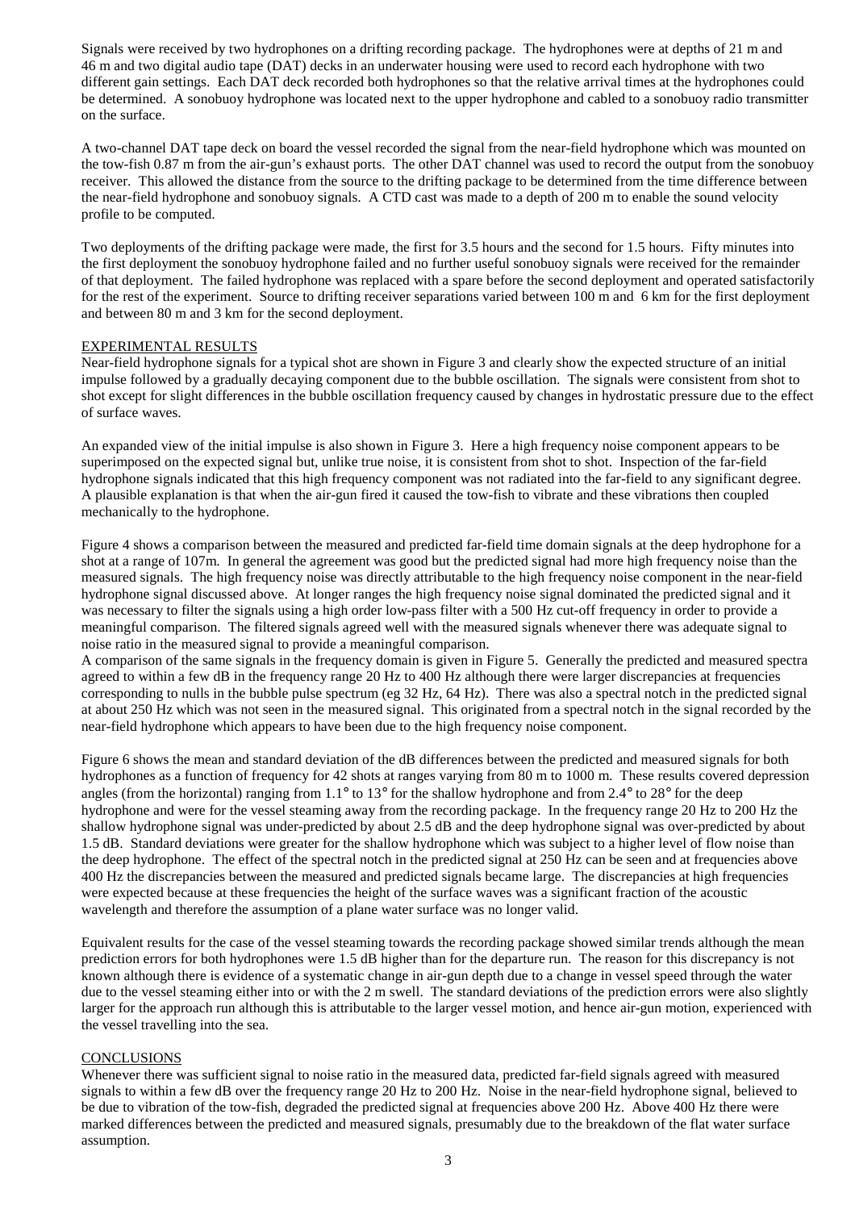Signals were received by two hydrophones on a drifting recording package. The hydrophones were at depths of 21 m and 46 m and two digital audio tape (DAT) decks in an underwater housing were used to record each hydrophone with two different gain settings. Each DAT deck recorded both hydrophones so that the relative arrival times at the hydrophones could be determined. A sonobuoy hydrophone was located next to the upper hydrophone and cabled to a sonobuoy radio transmitter on the surface.

A two-channel DAT tape deck on board the vessel recorded the signal from the near-field hydrophone which was mounted on the tow-fish 0.87 m from the air-gun's exhaust ports. The other DAT channel was used to record the output from the sonobuoy receiver. This allowed the distance from the source to the drifting package to be determined from the time difference between the near-field hydrophone and sonobuoy signals. A CTD cast was made to a depth of 200 m to enable the sound velocity profile to be computed.

Two deployments of the drifting package were made, the first for 3.5 hours and the second for 1.5 hours. Fifty minutes into the first deployment the sonobuoy hydrophone failed and no further useful sonobuoy signals were received for the remainder of that deployment. The failed hydrophone was replaced with a spare before the second deployment and operated satisfactorily for the rest of the experiment. Source to drifting receiver separations varied between 100 m and 6 km for the first deployment and between 80 m and 3 km for the second deployment.

## EXPERIMENTAL RESULTS

Near-field hydrophone signals for a typical shot are shown in Figure 3 and clearly show the expected structure of an initial impulse followed by a gradually decaying component due to the bubble oscillation. The signals were consistent from shot to shot except for slight differences in the bubble oscillation frequency caused by changes in hydrostatic pressure due to the effect of surface waves.

An expanded view of the initial impulse is also shown in Figure 3. Here a high frequency noise component appears to be superimposed on the expected signal but, unlike true noise, it is consistent from shot to shot. Inspection of the far-field hydrophone signals indicated that this high frequency component was not radiated into the far-field to any significant degree. A plausible explanation is that when the air-gun fired it caused the tow-fish to vibrate and these vibrations then coupled mechanically to the hydrophone.

Figure 4 shows a comparison between the measured and predicted far-field time domain signals at the deep hydrophone for a shot at a range of 107m. In general the agreement was good but the predicted signal had more high frequency noise than the measured signals. The high frequency noise was directly attributable to the high frequency noise component in the near-field hydrophone signal discussed above. At longer ranges the high frequency noise signal dominated the predicted signal and it was necessary to filter the signals using a high order low-pass filter with a 500 Hz cut-off frequency in order to provide a meaningful comparison. The filtered signals agreed well with the measured signals whenever there was adequate signal to noise ratio in the measured signal to provide a meaningful comparison.

A comparison of the same signals in the frequency domain is given in Figure 5. Generally the predicted and measured spectra agreed to within a few dB in the frequency range 20 Hz to 400 Hz although there were larger discrepancies at frequencies corresponding to nulls in the bubble pulse spectrum (eg 32 Hz, 64 Hz). There was also a spectral notch in the predicted signal at about 250 Hz which was not seen in the measured signal. This originated from a spectral notch in the signal recorded by the near-field hydrophone which appears to have been due to the high frequency noise component.

Figure 6 shows the mean and standard deviation of the dB differences between the predicted and measured signals for both hydrophones as a function of frequency for 42 shots at ranges varying from 80 m to 1000 m. These results covered depression angles (from the horizontal) ranging from 1.1° to 13° for the shallow hydrophone and from 2.4° to 28° for the deep hydrophone and were for the vessel steaming away from the recording package. In the frequency range 20 Hz to 200 Hz the shallow hydrophone signal was under-predicted by about 2.5 dB and the deep hydrophone signal was over-predicted by about 1.5 dB. Standard deviations were greater for the shallow hydrophone which was subject to a higher level of flow noise than the deep hydrophone. The effect of the spectral notch in the predicted signal at 250 Hz can be seen and at frequencies above 400 Hz the discrepancies between the measured and predicted signals became large. The discrepancies at high frequencies were expected because at these frequencies the height of the surface waves was a significant fraction of the acoustic wavelength and therefore the assumption of a plane water surface was no longer valid.

Equivalent results for the case of the vessel steaming towards the recording package showed similar trends although the mean prediction errors for both hydrophones were 1.5 dB higher than for the departure run. The reason for this discrepancy is not known although there is evidence of a systematic change in air-gun depth due to a change in vessel speed through the water due to the vessel steaming either into or with the 2 m swell. The standard deviations of the prediction errors were also slightly larger for the approach run although this is attributable to the larger vessel motion, and hence air-gun motion, experienced with the vessel travelling into the sea.

## CONCLUSIONS

Whenever there was sufficient signal to noise ratio in the measured data, predicted far-field signals agreed with measured signals to within a few dB over the frequency range 20 Hz to 200 Hz. Noise in the near-field hydrophone signal, believed to be due to vibration of the tow-fish, degraded the predicted signal at frequencies above 200 Hz. Above 400 Hz there were marked differences between the predicted and measured signals, presumably due to the breakdown of the flat water surface assumption.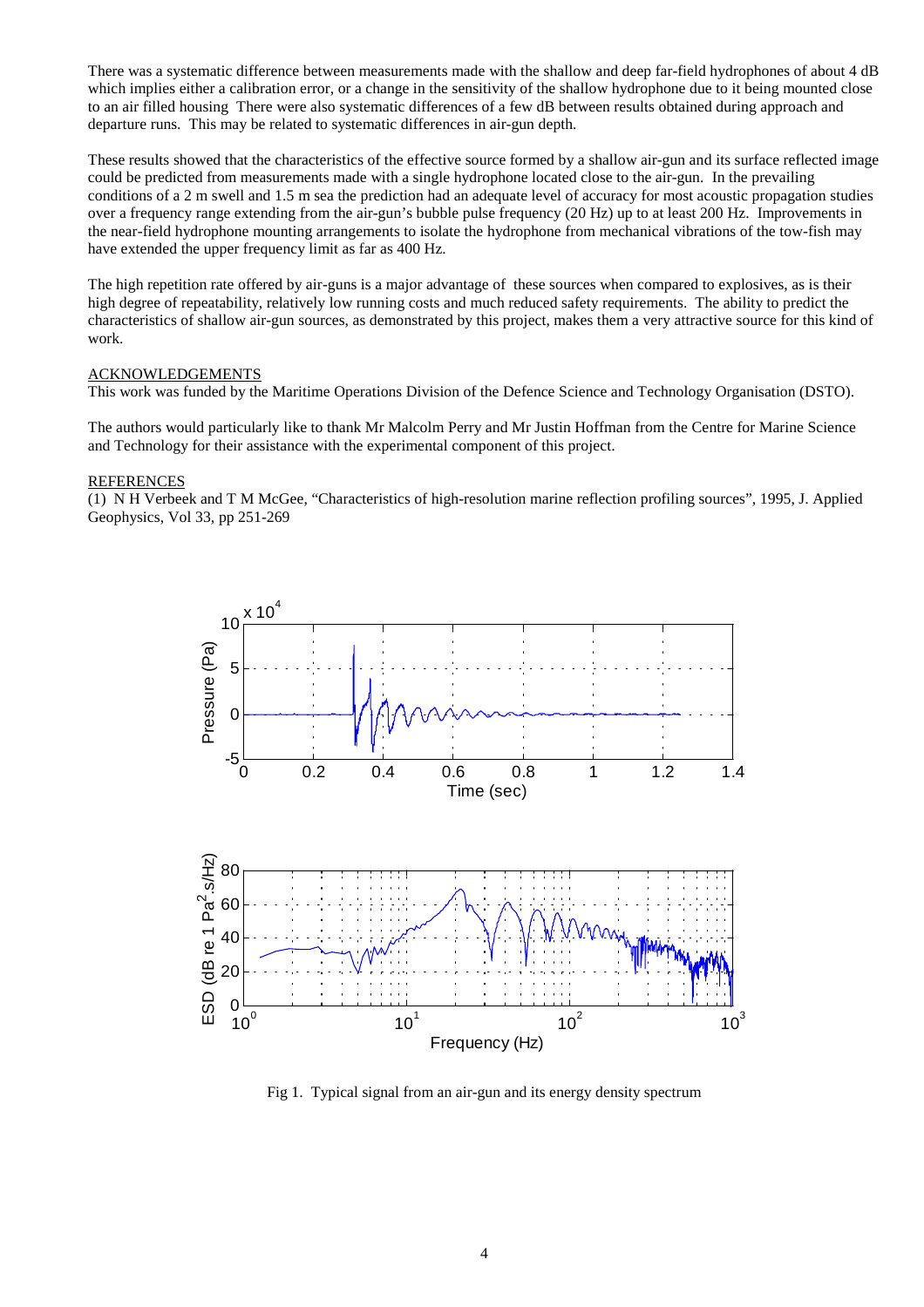There was a systematic difference between measurements made with the shallow and deep far-field hydrophones of about 4 dB which implies either a calibration error, or a change in the sensitivity of the shallow hydrophone due to it being mounted close to an air filled housing There were also systematic differences of a few dB between results obtained during approach and departure runs. This may be related to systematic differences in air-gun depth.

These results showed that the characteristics of the effective source formed by a shallow air-gun and its surface reflected image could be predicted from measurements made with a single hydrophone located close to the air-gun. In the prevailing conditions of a 2 m swell and 1.5 m sea the prediction had an adequate level of accuracy for most acoustic propagation studies over a frequency range extending from the air-gun's bubble pulse frequency (20 Hz) up to at least 200 Hz. Improvements in the near-field hydrophone mounting arrangements to isolate the hydrophone from mechanical vibrations of the tow-fish may have extended the upper frequency limit as far as 400 Hz.

The high repetition rate offered by air-guns is a major advantage of these sources when compared to explosives, as is their high degree of repeatability, relatively low running costs and much reduced safety requirements. The ability to predict the characteristics of shallow air-gun sources, as demonstrated by this project, makes them a very attractive source for this kind of work.

## ACKNOWLEDGEMENTS

This work was funded by the Maritime Operations Division of the Defence Science and Technology Organisation (DSTO).

The authors would particularly like to thank Mr Malcolm Perry and Mr Justin Hoffman from the Centre for Marine Science and Technology for their assistance with the experimental component of this project.

## REFERENCES

(1) N H Verbeek and T M McGee, "Characteristics of high-resolution marine reflection profiling sources", 1995, J. Applied Geophysics, Vol 33, pp 251-269

Fig 1. Typical signal from an air-gun and its energy density spectrum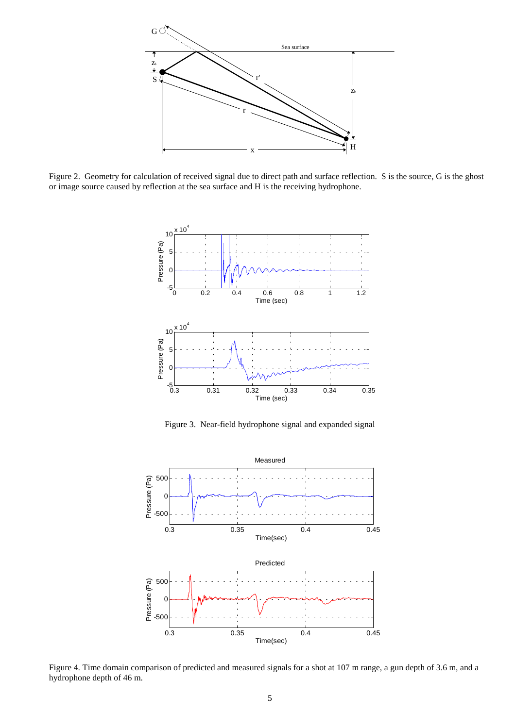Figure 2. Geometry for calculation of received signal due to direct path and surface reflection. S is the source, G is the ghost or image source caused by reflection at the sea surface and H is the receiving hydrophone.

Figure 3. Near-field hydrophone signal and expanded signal

Figure 4. Time domain comparison of predicted and measured signals for a shot at 107 m range, a gun depth of 3.6 m, and a hydrophone depth of 46 m.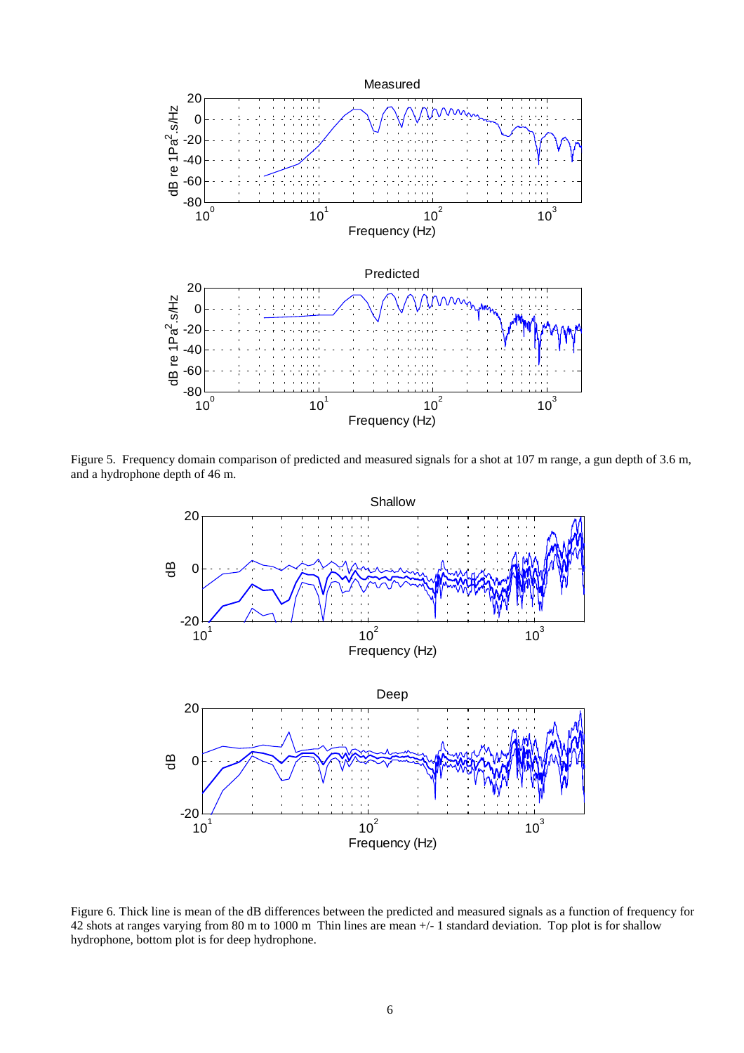Measured

dB re 1Pa$^2$.s/Hz

20
0
-20
-40
-60
-80

$10^0$ $10^1$ $10^2$ $10^3$

Frequency (Hz)

Predicted

dB re 1Pa$^2$.s/Hz

20
0
-20
-40
-60
-80

$10^0$ $10^1$ $10^2$ $10^3$

Frequency (Hz)

Figure 5. Frequency domain comparison of predicted and measured signals for a shot at 107 m range, a gun depth of 3.6 m, and a hydrophone depth of 46 m.

Shallow

dB

20
0
-20

$10^1$ $10^2$ $10^3$

Frequency (Hz)

Deep

dB

20
0
-20

$10^1$ $10^2$ $10^3$

Frequency (Hz)

Figure 6. Thick line is mean of the dB differences between the predicted and measured signals as a function of frequency for 42 shots at ranges varying from 80 m to 1000 m Thin lines are mean +/- 1 standard deviation. Top plot is for shallow hydrophone, bottom plot is for deep hydrophone.